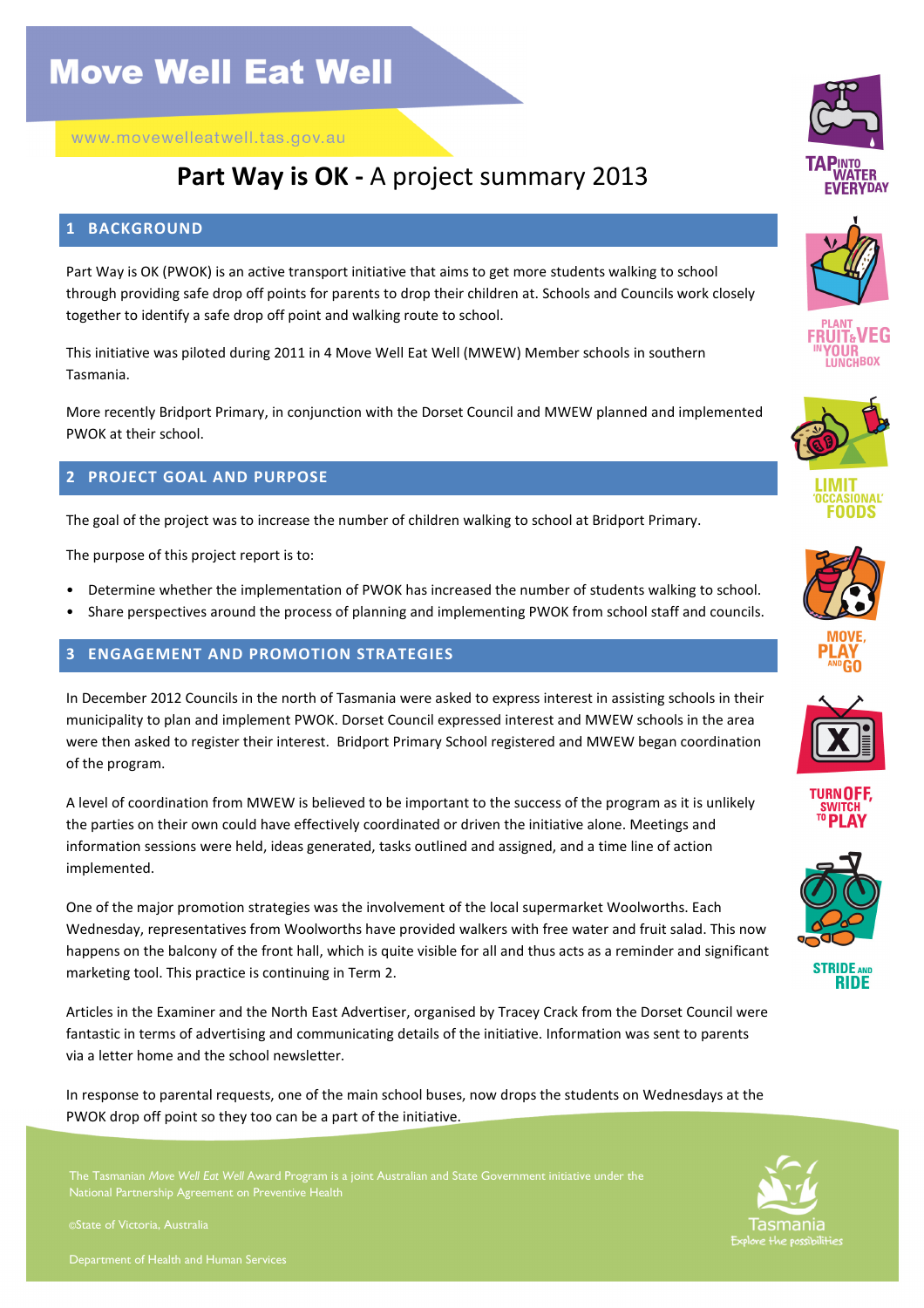# Move Well Eat Well

www.movewelleatwell.tas.gov.au

## **Part Way is OK -** A project summary 2013

### 1 BACKGROUND

Part Way is OK (PWOK) is an active transport initiative that aims to get more students walking to school through providing safe drop off points for parents to drop their children at. Schools and Councils work closely together to identify a safe drop off point and walking route to school.

This initiative was piloted during 2011 in 4 Move Well Eat Well (MWEW) Member schools in southern Tasmania.

More recently Bridport Primary, in conjunction with the Dorset Council and MWEW planned and implemented PWOK at their school.

### 2 PROJECT GOAL AND PURPOSE

The goal of the project was to increase the number of children walking to school at Bridport Primary.

The purpose of this project report is to:

- Determine whether the implementation of PWOK has increased the number of students walking to school.
- Share perspectives around the process of planning and implementing PWOK from school staff and councils.

### 3 ENGAGEMENT AND PROMOTION STRATEGIES

In December 2012 Councils in the north of Tasmania were asked to express interest in assisting schools in their municipality to plan and implement PWOK. Dorset Council expressed interest and MWEW schools in the area were then asked to register their interest. Bridport Primary School registered and MWEW began coordination of the program.

A level of coordination from MWEW is believed to be important to the success of the program as it is unlikely the parties on their own could have effectively coordinated or driven the initiative alone. Meetings and information sessions were held, ideas generated, tasks outlined and assigned, and a time line of action implemented.

One of the major promotion strategies was the involvement of the local supermarket Woolworths. Each Wednesday, representatives from Woolworths have provided walkers with free water and fruit salad. This now happens on the balcony of the front hall, which is quite visible for all and thus acts as a reminder and significant marketing tool. This practice is continuing in Term 2.

Articles in the Examiner and the North East Advertiser, organised by Tracey Crack from the Dorset Council were fantastic in terms of advertising and communicating details of the initiative. Information was sent to parents via a letter home and the school newsletter.

In response to parental requests, one of the main school buses, now drops the students on Wednesdays at the PWOK drop off point so they too can be a part of the initiative.

TAP INTO WATER EVERYDAY

PLANT FRUIT & VEG IN YOUR LUNCHBOX

LIMIT 'OCCASIONAL' FOODS

MOVE, PLAY AND GO

TURN OFF, SWITCH TO PLAY

STRIDE AND RIDE

The Tasmanian *Move Well Eat Well* Award Program is a joint Australian and State Government initiative under the National Partnership Agreement on Preventive Health

©State of Victoria, Australia

Department of Health and Human Services

Tasmania
Explore the possibilities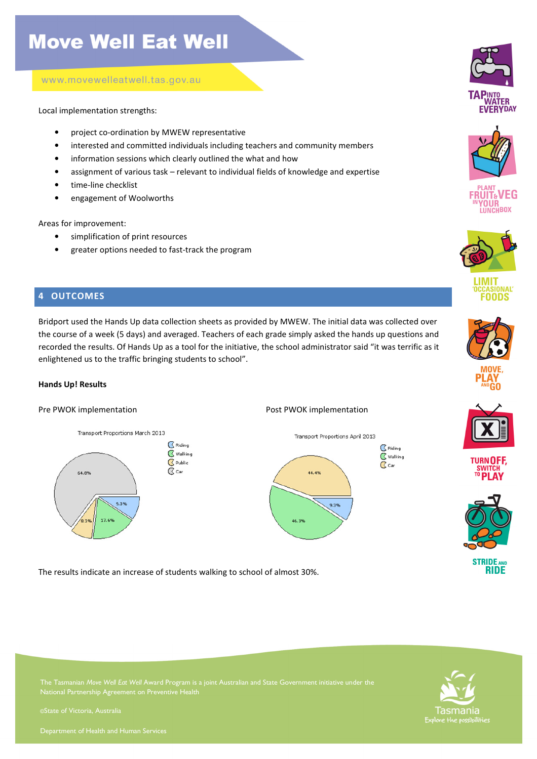Local implementation strengths:

- project co-ordination by MWEW representative
- interested and committed individuals including teachers and community members
- information sessions which clearly outlined the what and how
- assignment of various task – relevant to individual fields of knowledge and expertise
- time-line checklist
- engagement of Woolworths

Areas for improvement:

- simplification of print resources
- greater options needed to fast-track the program

## 4 OUTCOMES

Bridport used the Hands Up data collection sheets as provided by MWEW. The initial data was collected over the course of a week (5 days) and averaged. Teachers of each grade simply asked the hands up questions and recorded the results. Of Hands Up as a tool for the initiative, the school administrator said "it was terrific as it enlightened us to the traffic bringing students to school".

**Hands Up! Results**

Pre PWOK implementation

Transport Proportions March 2013

| Mode | Proportion |
| --- | --- |
| Riding | 9.3% |
| Walking | 17.6% |
| Public | 8.3% |
| Car | 64.8% |

Post PWOK implementation

Transport Proportions April 2013

| Mode | Proportion |
| --- | --- |
| Riding | 9.3% |
| Walking | 46.3% |
| Car | 44.4% |

The results indicate an increase of students walking to school of almost 30%.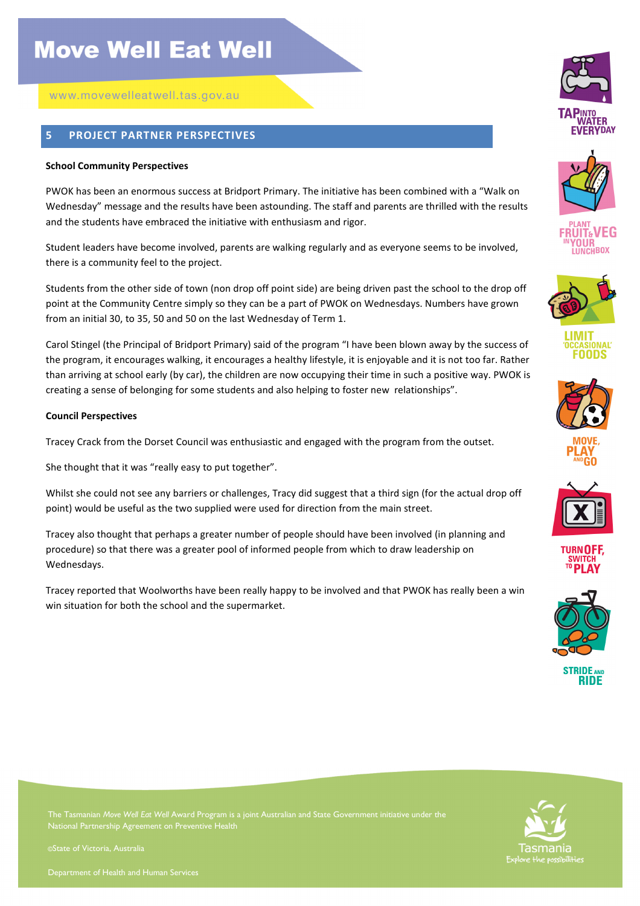## 5 PROJECT PARTNER PERSPECTIVES

**School Community Perspectives**

PWOK has been an enormous success at Bridport Primary. The initiative has been combined with a "Walk on Wednesday" message and the results have been astounding. The staff and parents are thrilled with the results and the students have embraced the initiative with enthusiasm and rigor.

Student leaders have become involved, parents are walking regularly and as everyone seems to be involved, there is a community feel to the project.

Students from the other side of town (non drop off point side) are being driven past the school to the drop off point at the Community Centre simply so they can be a part of PWOK on Wednesdays. Numbers have grown from an initial 30, to 35, 50 and 50 on the last Wednesday of Term 1.

Carol Stingel (the Principal of Bridport Primary) said of the program "I have been blown away by the success of the program, it encourages walking, it encourages a healthy lifestyle, it is enjoyable and it is not too far. Rather than arriving at school early (by car), the children are now occupying their time in such a positive way. PWOK is creating a sense of belonging for some students and also helping to foster new relationships".

**Council Perspectives**

Tracey Crack from the Dorset Council was enthusiastic and engaged with the program from the outset.

She thought that it was "really easy to put together".

Whilst she could not see any barriers or challenges, Tracy did suggest that a third sign (for the actual drop off point) would be useful as the two supplied were used for direction from the main street.

Tracey also thought that perhaps a greater number of people should have been involved (in planning and procedure) so that there was a greater pool of informed people from which to draw leadership on Wednesdays.

Tracey reported that Woolworths have been really happy to be involved and that PWOK has really been a win win situation for both the school and the supermarket.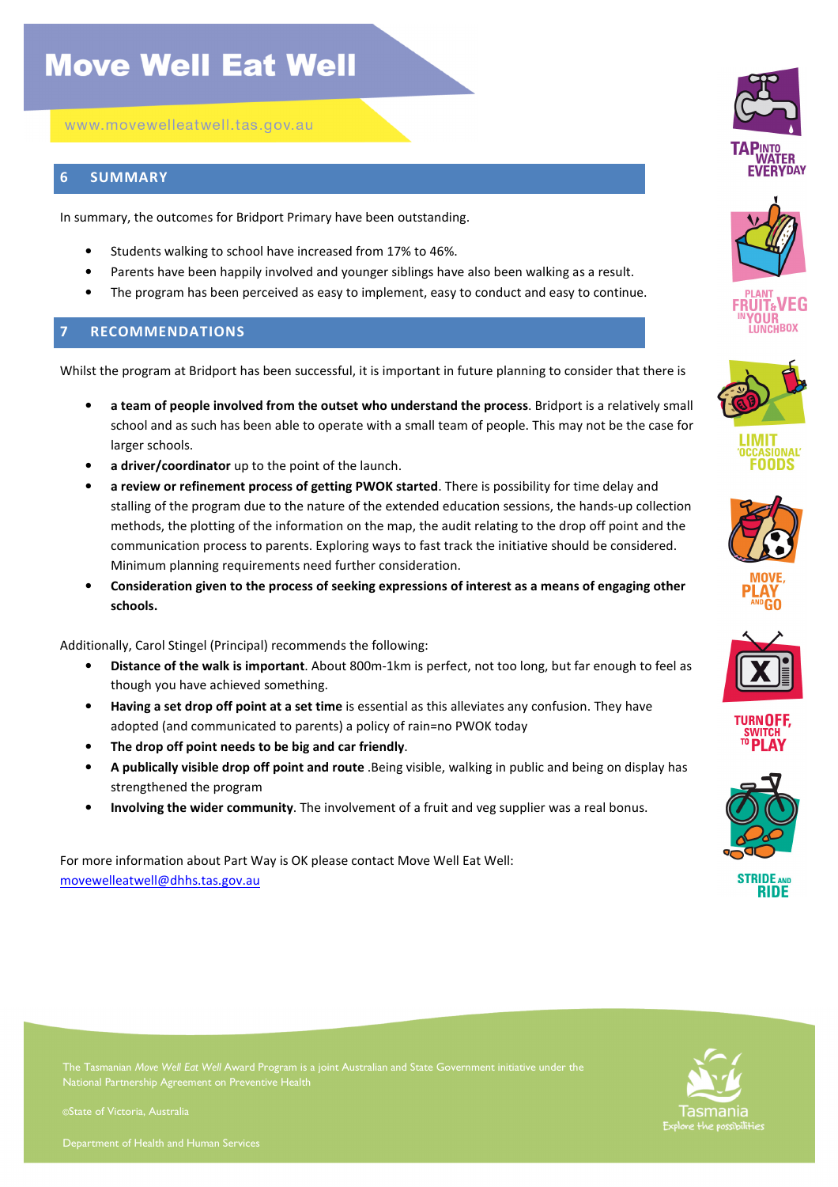# Move Well Eat Well

www.movewelleatwell.tas.gov.au

## 6 SUMMARY

In summary, the outcomes for Bridport Primary have been outstanding.

- Students walking to school have increased from 17% to 46%.
- Parents have been happily involved and younger siblings have also been walking as a result.
- The program has been perceived as easy to implement, easy to conduct and easy to continue.

## 7 RECOMMENDATIONS

Whilst the program at Bridport has been successful, it is important in future planning to consider that there is

- **a team of people involved from the outset who understand the process**. Bridport is a relatively small school and as such has been able to operate with a small team of people. This may not be the case for larger schools.
- **a driver/coordinator** up to the point of the launch.
- **a review or refinement process of getting PWOK started**. There is possibility for time delay and stalling of the program due to the nature of the extended education sessions, the hands-up collection methods, the plotting of the information on the map, the audit relating to the drop off point and the communication process to parents. Exploring ways to fast track the initiative should be considered. Minimum planning requirements need further consideration.
- **Consideration given to the process of seeking expressions of interest as a means of engaging other schools.**

Additionally, Carol Stingel (Principal) recommends the following:

- **Distance of the walk is important**. About 800m-1km is perfect, not too long, but far enough to feel as though you have achieved something.
- **Having a set drop off point at a set time** is essential as this alleviates any confusion. They have adopted (and communicated to parents) a policy of rain=no PWOK today
- **The drop off point needs to be big and car friendly**.
- **A publically visible drop off point and route** .Being visible, walking in public and being on display has strengthened the program
- **Involving the wider community**. The involvement of a fruit and veg supplier was a real bonus.

For more information about Part Way is OK please contact Move Well Eat Well: movewelleatwell@dhhs.tas.gov.au

TAP INTO WATER EVERYDAY

PLANT FRUIT & VEG IN YOUR LUNCHBOX

LIMIT 'OCCASIONAL' FOODS

MOVE, PLAY AND GO

TURN OFF, SWITCH TO PLAY

STRIDE AND RIDE

The Tasmanian *Move Well Eat Well* Award Program is a joint Australian and State Government initiative under the National Partnership Agreement on Preventive Health

©State of Victoria, Australia

Department of Health and Human Services

Tasmania
Explore the possibilities